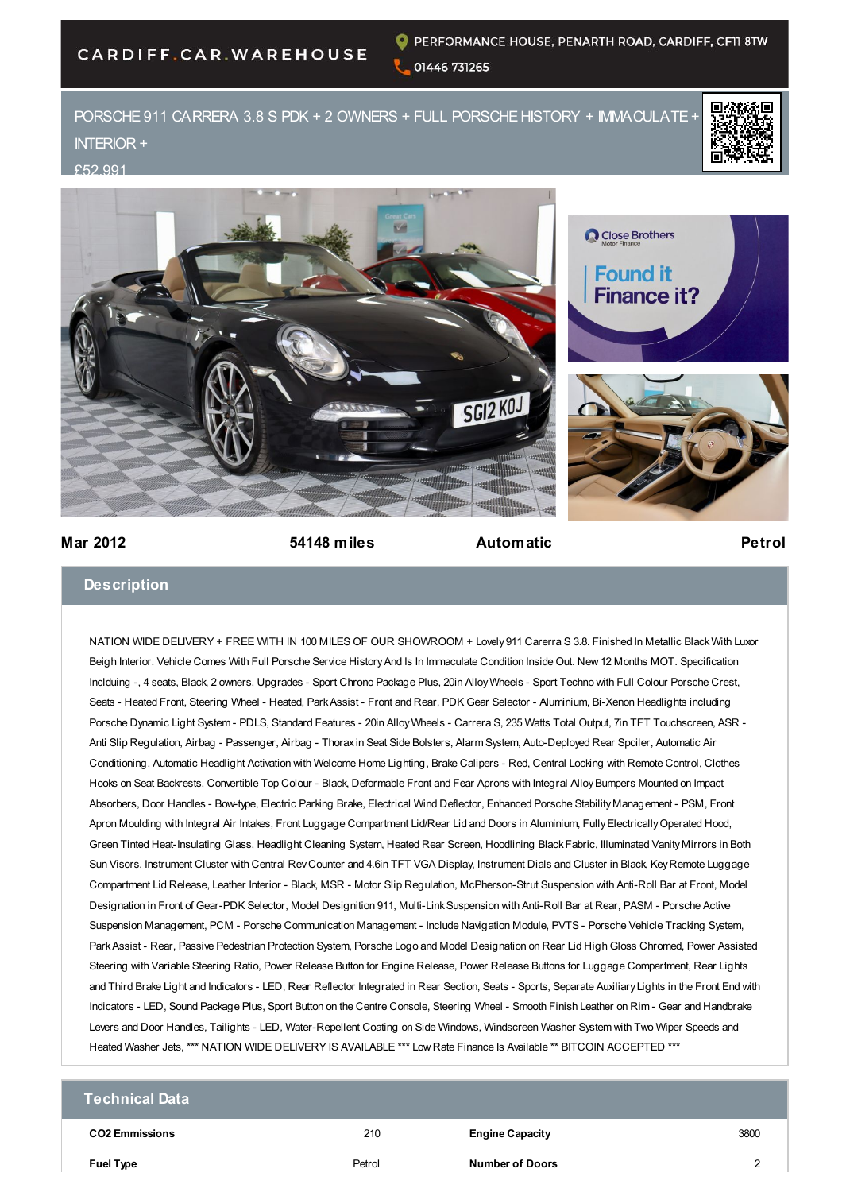CARDIFF.CAR.WAREHOUSE

PERFORMANCE HOUSE, PENARTH ROAD, CARDIFF, CF11 8TW

01446 731265

# PORSCHE 911 CARRERA 3.8 S PDK + 2 OWNERS + FULL PORSCHE HISTORY + IMMACULATE + INTERIOR +

£52,991

Close Brothers Motor Finance

Found it | Finance it?

**Mar 2012** | **54148 miles** | **Automatic** | **Petrol**

## Description

NATION WIDE DELIVERY + FREE WITH IN 100 MILES OF OUR SHOWROOM + Lovely 911 Carerra S 3.8. Finished In Metallic Black With Luxor Beigh Interior. Vehicle Comes With Full Porsche Service History And Is In Immaculate Condition Inside Out. New 12 Months MOT. Specification Inclduing -, 4 seats, Black, 2 owners, Upgrades - Sport Chrono Package Plus, 20in Alloy Wheels - Sport Techno with Full Colour Porsche Crest, Seats - Heated Front, Steering Wheel - Heated, Park Assist - Front and Rear, PDK Gear Selector - Aluminium, Bi-Xenon Headlights including Porsche Dynamic Light System - PDLS, Standard Features - 20in Alloy Wheels - Carrera S, 235 Watts Total Output, 7in TFT Touchscreen, ASR - Anti Slip Regulation, Airbag - Passenger, Airbag - Thorax in Seat Side Bolsters, Alarm System, Auto-Deployed Rear Spoiler, Automatic Air Conditioning, Automatic Headlight Activation with Welcome Home Lighting, Brake Calipers - Red, Central Locking with Remote Control, Clothes Hooks on Seat Backrests, Convertible Top Colour - Black, Deformable Front and Fear Aprons with Integral Alloy Bumpers Mounted on Impact Absorbers, Door Handles - Bow-type, Electric Parking Brake, Electrical Wind Deflector, Enhanced Porsche Stability Management - PSM, Front Apron Moulding with Integral Air Intakes, Front Luggage Compartment Lid/Rear Lid and Doors in Aluminium, Fully Electrically Operated Hood, Green Tinted Heat-Insulating Glass, Headlight Cleaning System, Heated Rear Screen, Hoodlining Black Fabric, Illuminated Vanity Mirrors in Both Sun Visors, Instrument Cluster with Central Rev Counter and 4.6in TFT VGA Display, Instrument Dials and Cluster in Black, Key Remote Luggage Compartment Lid Release, Leather Interior - Black, MSR - Motor Slip Regulation, McPherson-Strut Suspension with Anti-Roll Bar at Front, Model Designation in Front of Gear-PDK Selector, Model Designition 911, Multi-Link Suspension with Anti-Roll Bar at Rear, PASM - Porsche Active Suspension Management, PCM - Porsche Communication Management - Include Navigation Module, PVTS - Porsche Vehicle Tracking System, Park Assist - Rear, Passive Pedestrian Protection System, Porsche Logo and Model Designation on Rear Lid High Gloss Chromed, Power Assisted Steering with Variable Steering Ratio, Power Release Button for Engine Release, Power Release Buttons for Luggage Compartment, Rear Lights and Third Brake Light and Indicators - LED, Rear Reflector Integrated in Rear Section, Seats - Sports, Separate Auxiliary Lights in the Front End with Indicators - LED, Sound Package Plus, Sport Button on the Centre Console, Steering Wheel - Smooth Finish Leather on Rim - Gear and Handbrake Levers and Door Handles, Tailights - LED, Water-Repellent Coating on Side Windows, Windscreen Washer System with Two Wiper Speeds and Heated Washer Jets, *** NATION WIDE DELIVERY IS AVAILABLE *** Low Rate Finance Is Available ** BITCOIN ACCEPTED ***

## Technical Data

| | | | |
|---|---|---|---|
| **CO2 Emmissions** | 210 | **Engine Capacity** | 3800 |
| **Fuel Type** | Petrol | **Number of Doors** | 2 |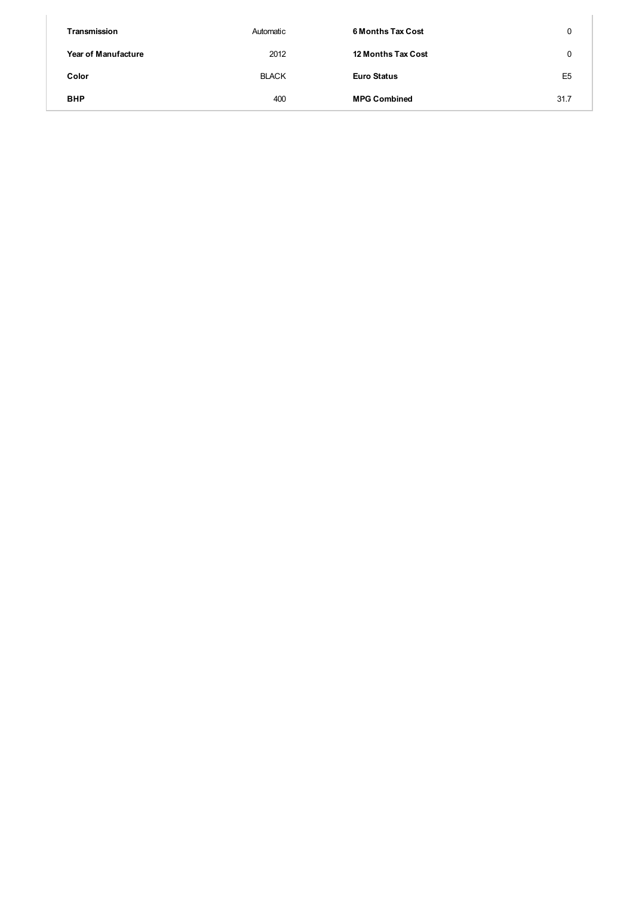| | | | |
|---|---|---|---|
| **Transmission** | Automatic | **6 Months Tax Cost** | 0 |
| **Year of Manufacture** | 2012 | **12 Months Tax Cost** | 0 |
| **Color** | BLACK | **Euro Status** | E5 |
| **BHP** | 400 | **MPG Combined** | 31.7 |